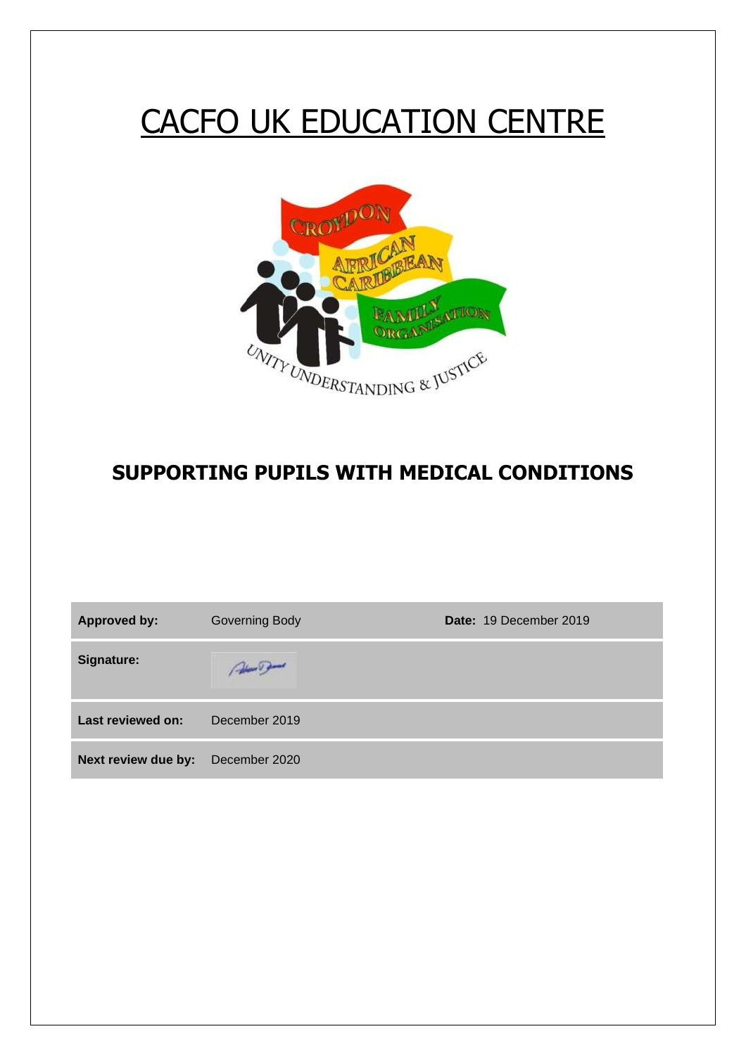# CACFO UK EDUCATION CENTRE

CROYDON AFRICAN CARIBBEAN FAMILY ORGANISATION

UNITY UNDERSTANDING & JUSTICE

## SUPPORTING PUPILS WITH MEDICAL CONDITIONS

| | | |
|---|---|---|
| **Approved by:** | Governing Body | **Date:** 19 December 2019 |
| **Signature:** | | |
| **Last reviewed on:** | December 2019 | |
| **Next review due by:** | December 2020 | |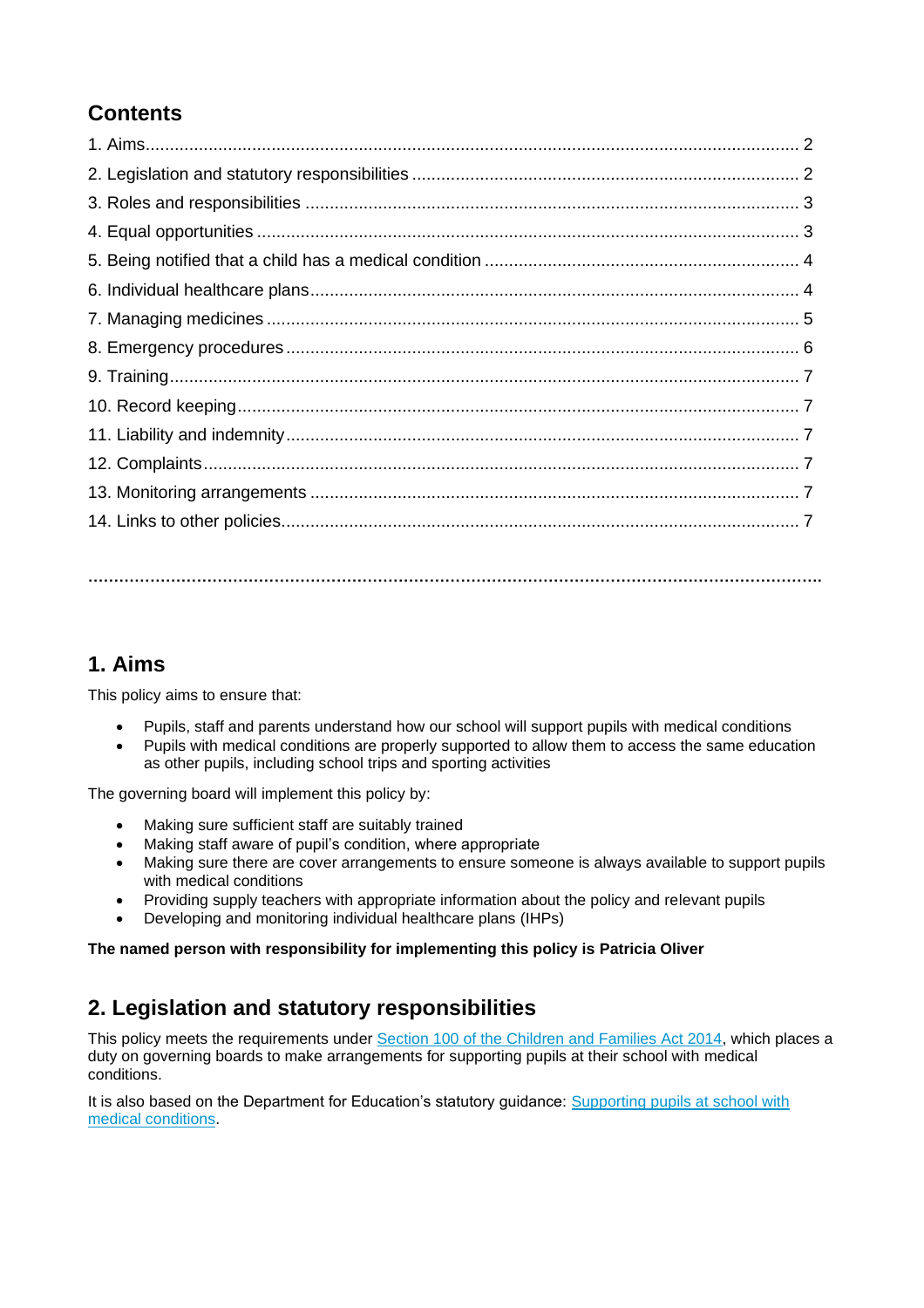## Contents

1. Aims ..... 2
2. Legislation and statutory responsibilities ..... 2
3. Roles and responsibilities ..... 3
4. Equal opportunities ..... 3
5. Being notified that a child has a medical condition ..... 4
6. Individual healthcare plans ..... 4
7. Managing medicines ..... 5
8. Emergency procedures ..... 6
9. Training ..... 7
10. Record keeping ..... 7
11. Liability and indemnity ..... 7
12. Complaints ..... 7
13. Monitoring arrangements ..... 7
14. Links to other policies ..... 7

---

## 1. Aims

This policy aims to ensure that:

- Pupils, staff and parents understand how our school will support pupils with medical conditions
- Pupils with medical conditions are properly supported to allow them to access the same education as other pupils, including school trips and sporting activities

The governing board will implement this policy by:

- Making sure sufficient staff are suitably trained
- Making staff aware of pupil's condition, where appropriate
- Making sure there are cover arrangements to ensure someone is always available to support pupils with medical conditions
- Providing supply teachers with appropriate information about the policy and relevant pupils
- Developing and monitoring individual healthcare plans (IHPs)

**The named person with responsibility for implementing this policy is Patricia Oliver**

## 2. Legislation and statutory responsibilities

This policy meets the requirements under Section 100 of the Children and Families Act 2014, which places a duty on governing boards to make arrangements for supporting pupils at their school with medical conditions.

It is also based on the Department for Education's statutory guidance: Supporting pupils at school with medical conditions.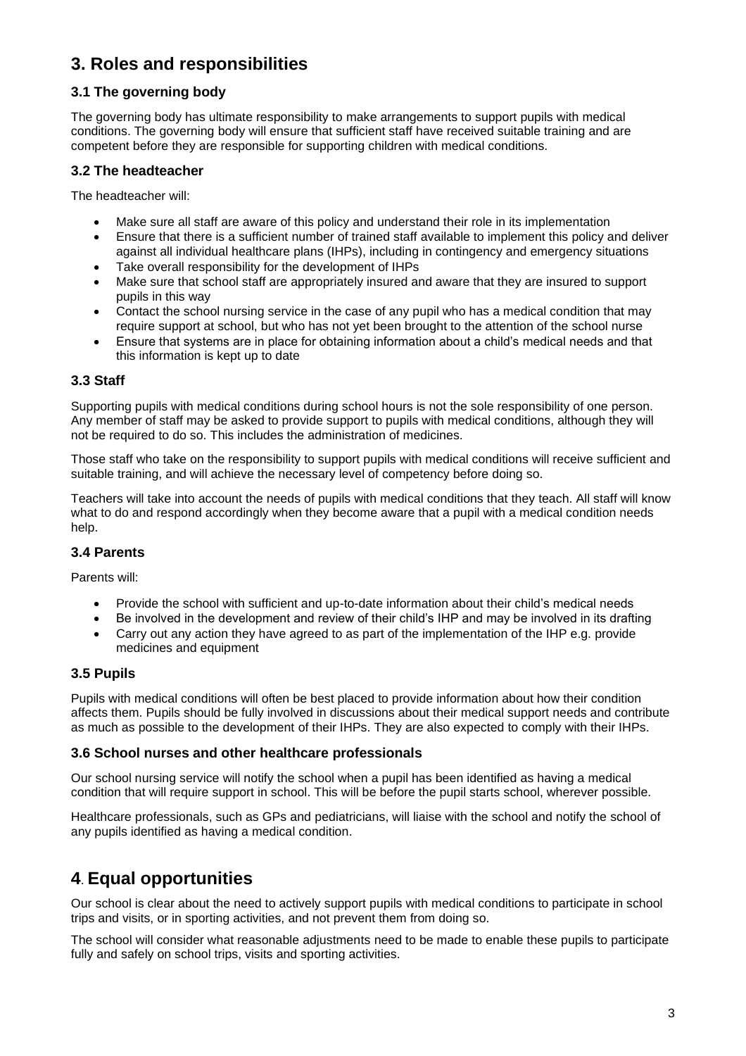# 3. Roles and responsibilities

### 3.1 The governing body

The governing body has ultimate responsibility to make arrangements to support pupils with medical conditions. The governing body will ensure that sufficient staff have received suitable training and are competent before they are responsible for supporting children with medical conditions.

### 3.2 The headteacher

The headteacher will:

- Make sure all staff are aware of this policy and understand their role in its implementation
- Ensure that there is a sufficient number of trained staff available to implement this policy and deliver against all individual healthcare plans (IHPs), including in contingency and emergency situations
- Take overall responsibility for the development of IHPs
- Make sure that school staff are appropriately insured and aware that they are insured to support pupils in this way
- Contact the school nursing service in the case of any pupil who has a medical condition that may require support at school, but who has not yet been brought to the attention of the school nurse
- Ensure that systems are in place for obtaining information about a child's medical needs and that this information is kept up to date

### 3.3 Staff

Supporting pupils with medical conditions during school hours is not the sole responsibility of one person. Any member of staff may be asked to provide support to pupils with medical conditions, although they will not be required to do so. This includes the administration of medicines.

Those staff who take on the responsibility to support pupils with medical conditions will receive sufficient and suitable training, and will achieve the necessary level of competency before doing so.

Teachers will take into account the needs of pupils with medical conditions that they teach. All staff will know what to do and respond accordingly when they become aware that a pupil with a medical condition needs help.

### 3.4 Parents

Parents will:

- Provide the school with sufficient and up-to-date information about their child's medical needs
- Be involved in the development and review of their child's IHP and may be involved in its drafting
- Carry out any action they have agreed to as part of the implementation of the IHP e.g. provide medicines and equipment

### 3.5 Pupils

Pupils with medical conditions will often be best placed to provide information about how their condition affects them. Pupils should be fully involved in discussions about their medical support needs and contribute as much as possible to the development of their IHPs. They are also expected to comply with their IHPs.

### 3.6 School nurses and other healthcare professionals

Our school nursing service will notify the school when a pupil has been identified as having a medical condition that will require support in school. This will be before the pupil starts school, wherever possible.

Healthcare professionals, such as GPs and pediatricians, will liaise with the school and notify the school of any pupils identified as having a medical condition.

# 4. Equal opportunities

Our school is clear about the need to actively support pupils with medical conditions to participate in school trips and visits, or in sporting activities, and not prevent them from doing so.

The school will consider what reasonable adjustments need to be made to enable these pupils to participate fully and safely on school trips, visits and sporting activities.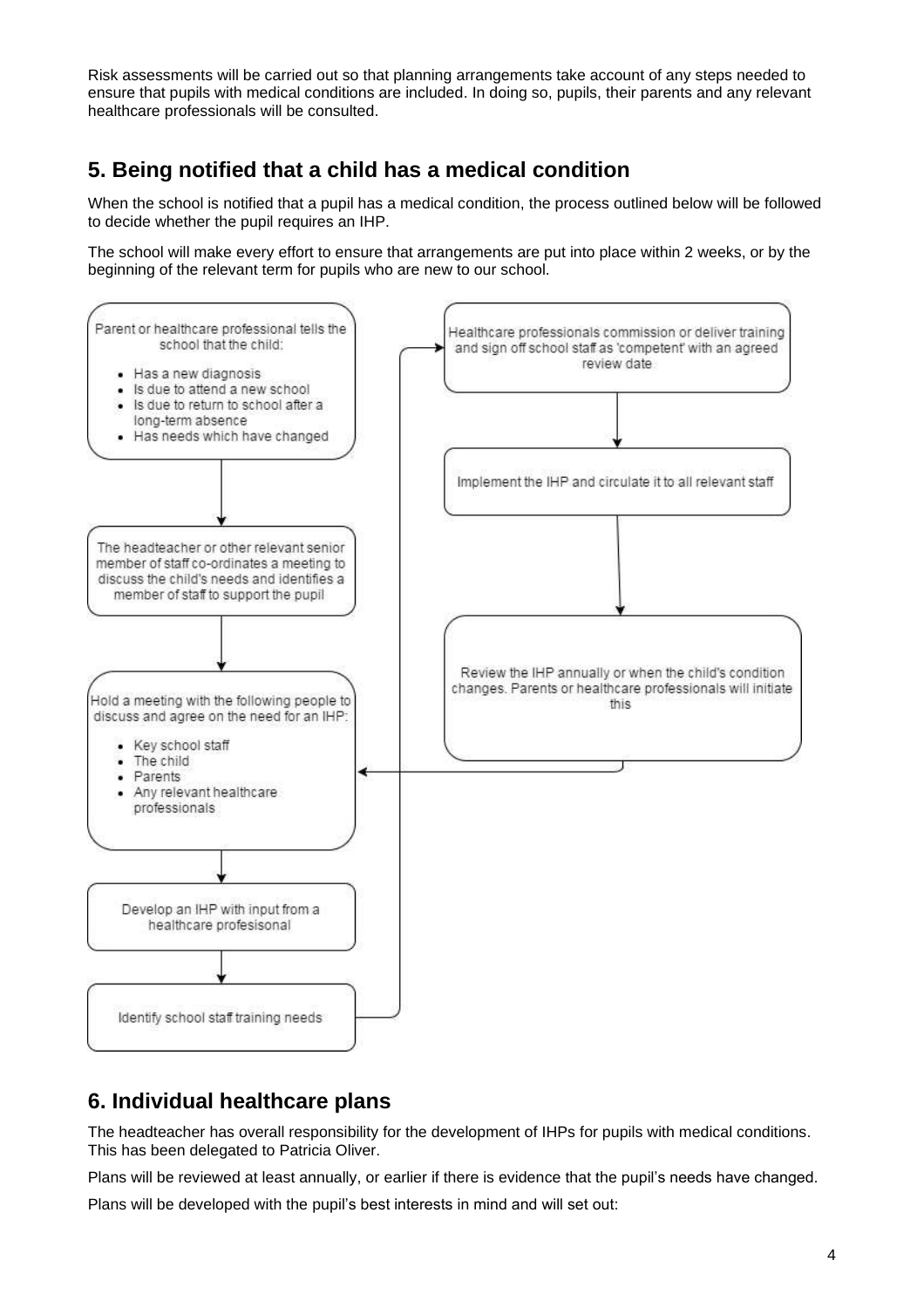Risk assessments will be carried out so that planning arrangements take account of any steps needed to ensure that pupils with medical conditions are included. In doing so, pupils, their parents and any relevant healthcare professionals will be consulted.

## 5. Being notified that a child has a medical condition

When the school is notified that a pupil has a medical condition, the process outlined below will be followed to decide whether the pupil requires an IHP.

The school will make every effort to ensure that arrangements are put into place within 2 weeks, or by the beginning of the relevant term for pupils who are new to our school.

Parent or healthcare professional tells the school that the child:

- Has a new diagnosis
- Is due to attend a new school
- Is due to return to school after a long-term absence
- Has needs which have changed

The headteacher or other relevant senior member of staff co-ordinates a meeting to discuss the child's needs and identifies a member of staff to support the pupil

Hold a meeting with the following people to discuss and agree on the need for an IHP:

- Key school staff
- The child
- Parents
- Any relevant healthcare professionals

Develop an IHP with input from a healthcare profesisonal

Identify school staff training needs

Healthcare professionals commission or deliver training and sign off school staff as 'competent' with an agreed review date

Implement the IHP and circulate it to all relevant staff

Review the IHP annually or when the child's condition changes. Parents or healthcare professionals will initiate this

## 6. Individual healthcare plans

The headteacher has overall responsibility for the development of IHPs for pupils with medical conditions. This has been delegated to Patricia Oliver.

Plans will be reviewed at least annually, or earlier if there is evidence that the pupil's needs have changed.

Plans will be developed with the pupil's best interests in mind and will set out: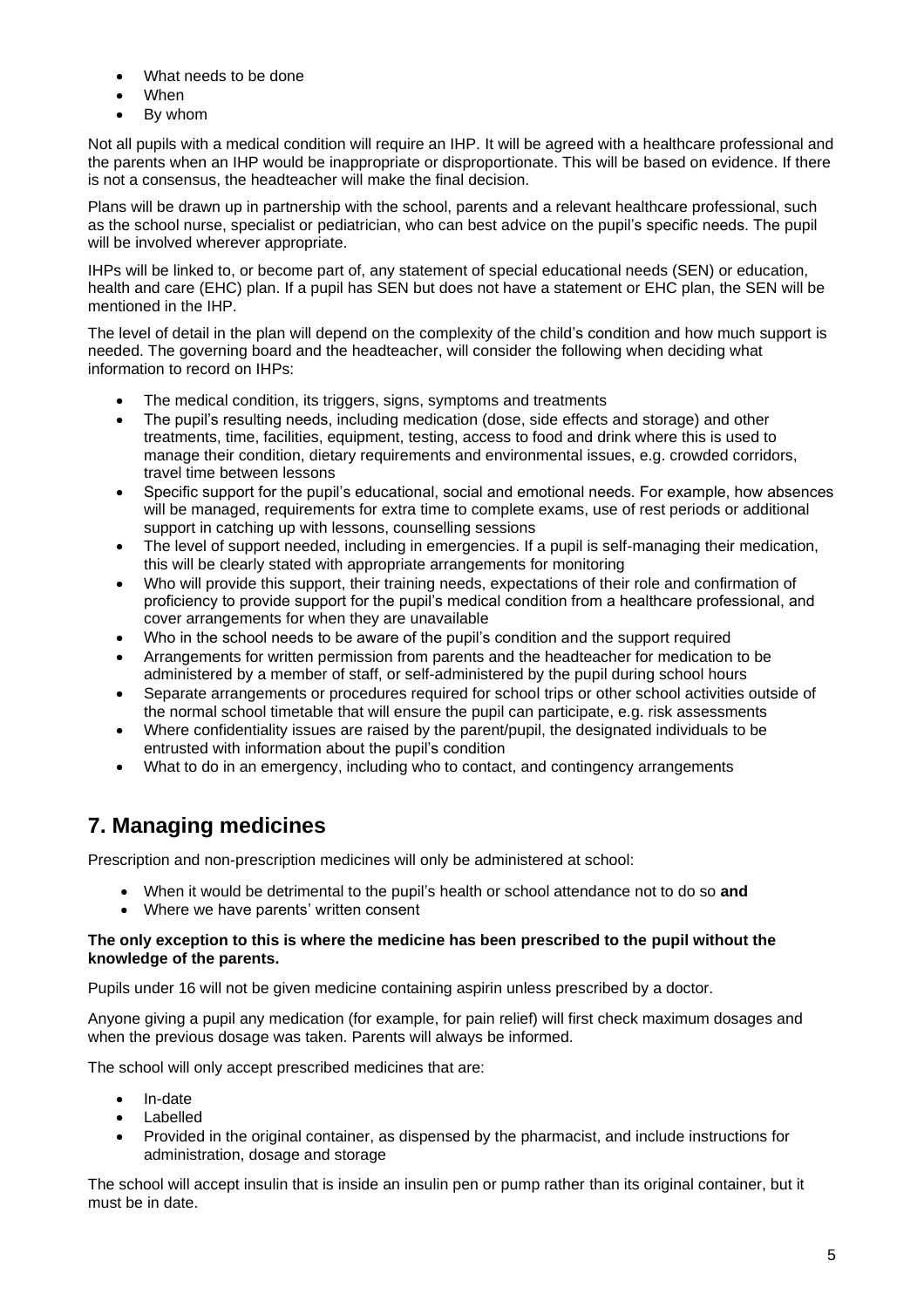- What needs to be done
- When
- By whom

Not all pupils with a medical condition will require an IHP. It will be agreed with a healthcare professional and the parents when an IHP would be inappropriate or disproportionate. This will be based on evidence. If there is not a consensus, the headteacher will make the final decision.

Plans will be drawn up in partnership with the school, parents and a relevant healthcare professional, such as the school nurse, specialist or pediatrician, who can best advice on the pupil's specific needs. The pupil will be involved wherever appropriate.

IHPs will be linked to, or become part of, any statement of special educational needs (SEN) or education, health and care (EHC) plan. If a pupil has SEN but does not have a statement or EHC plan, the SEN will be mentioned in the IHP.

The level of detail in the plan will depend on the complexity of the child's condition and how much support is needed. The governing board and the headteacher, will consider the following when deciding what information to record on IHPs:

- The medical condition, its triggers, signs, symptoms and treatments
- The pupil's resulting needs, including medication (dose, side effects and storage) and other treatments, time, facilities, equipment, testing, access to food and drink where this is used to manage their condition, dietary requirements and environmental issues, e.g. crowded corridors, travel time between lessons
- Specific support for the pupil's educational, social and emotional needs. For example, how absences will be managed, requirements for extra time to complete exams, use of rest periods or additional support in catching up with lessons, counselling sessions
- The level of support needed, including in emergencies. If a pupil is self-managing their medication, this will be clearly stated with appropriate arrangements for monitoring
- Who will provide this support, their training needs, expectations of their role and confirmation of proficiency to provide support for the pupil's medical condition from a healthcare professional, and cover arrangements for when they are unavailable
- Who in the school needs to be aware of the pupil's condition and the support required
- Arrangements for written permission from parents and the headteacher for medication to be administered by a member of staff, or self-administered by the pupil during school hours
- Separate arrangements or procedures required for school trips or other school activities outside of the normal school timetable that will ensure the pupil can participate, e.g. risk assessments
- Where confidentiality issues are raised by the parent/pupil, the designated individuals to be entrusted with information about the pupil's condition
- What to do in an emergency, including who to contact, and contingency arrangements

## 7. Managing medicines

Prescription and non-prescription medicines will only be administered at school:

- When it would be detrimental to the pupil's health or school attendance not to do so **and**
- Where we have parents' written consent

**The only exception to this is where the medicine has been prescribed to the pupil without the knowledge of the parents.**

Pupils under 16 will not be given medicine containing aspirin unless prescribed by a doctor.

Anyone giving a pupil any medication (for example, for pain relief) will first check maximum dosages and when the previous dosage was taken. Parents will always be informed.

The school will only accept prescribed medicines that are:

- In-date
- Labelled
- Provided in the original container, as dispensed by the pharmacist, and include instructions for administration, dosage and storage

The school will accept insulin that is inside an insulin pen or pump rather than its original container, but it must be in date.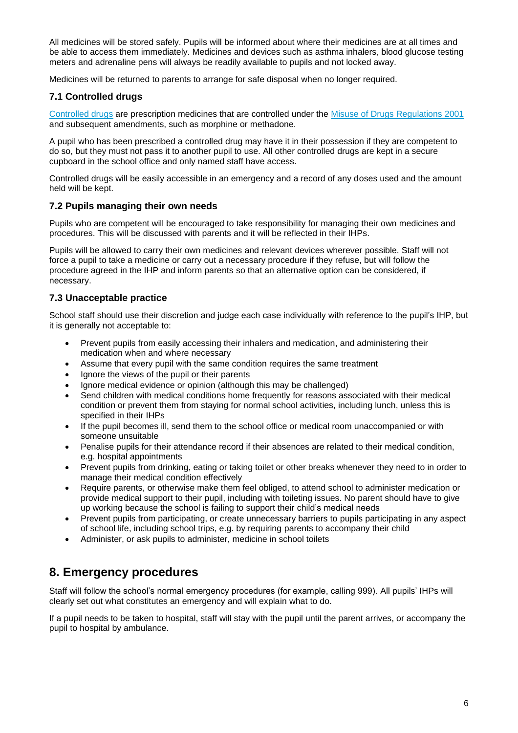All medicines will be stored safely. Pupils will be informed about where their medicines are at all times and be able to access them immediately. Medicines and devices such as asthma inhalers, blood glucose testing meters and adrenaline pens will always be readily available to pupils and not locked away.

Medicines will be returned to parents to arrange for safe disposal when no longer required.

### 7.1 Controlled drugs

Controlled drugs are prescription medicines that are controlled under the Misuse of Drugs Regulations 2001 and subsequent amendments, such as morphine or methadone.

A pupil who has been prescribed a controlled drug may have it in their possession if they are competent to do so, but they must not pass it to another pupil to use. All other controlled drugs are kept in a secure cupboard in the school office and only named staff have access.

Controlled drugs will be easily accessible in an emergency and a record of any doses used and the amount held will be kept.

### 7.2 Pupils managing their own needs

Pupils who are competent will be encouraged to take responsibility for managing their own medicines and procedures. This will be discussed with parents and it will be reflected in their IHPs.

Pupils will be allowed to carry their own medicines and relevant devices wherever possible. Staff will not force a pupil to take a medicine or carry out a necessary procedure if they refuse, but will follow the procedure agreed in the IHP and inform parents so that an alternative option can be considered, if necessary.

### 7.3 Unacceptable practice

School staff should use their discretion and judge each case individually with reference to the pupil's IHP, but it is generally not acceptable to:

- Prevent pupils from easily accessing their inhalers and medication, and administering their medication when and where necessary
- Assume that every pupil with the same condition requires the same treatment
- Ignore the views of the pupil or their parents
- Ignore medical evidence or opinion (although this may be challenged)
- Send children with medical conditions home frequently for reasons associated with their medical condition or prevent them from staying for normal school activities, including lunch, unless this is specified in their IHPs
- If the pupil becomes ill, send them to the school office or medical room unaccompanied or with someone unsuitable
- Penalise pupils for their attendance record if their absences are related to their medical condition, e.g. hospital appointments
- Prevent pupils from drinking, eating or taking toilet or other breaks whenever they need to in order to manage their medical condition effectively
- Require parents, or otherwise make them feel obliged, to attend school to administer medication or provide medical support to their pupil, including with toileting issues. No parent should have to give up working because the school is failing to support their child's medical needs
- Prevent pupils from participating, or create unnecessary barriers to pupils participating in any aspect of school life, including school trips, e.g. by requiring parents to accompany their child
- Administer, or ask pupils to administer, medicine in school toilets

## 8. Emergency procedures

Staff will follow the school's normal emergency procedures (for example, calling 999). All pupils' IHPs will clearly set out what constitutes an emergency and will explain what to do.

If a pupil needs to be taken to hospital, staff will stay with the pupil until the parent arrives, or accompany the pupil to hospital by ambulance.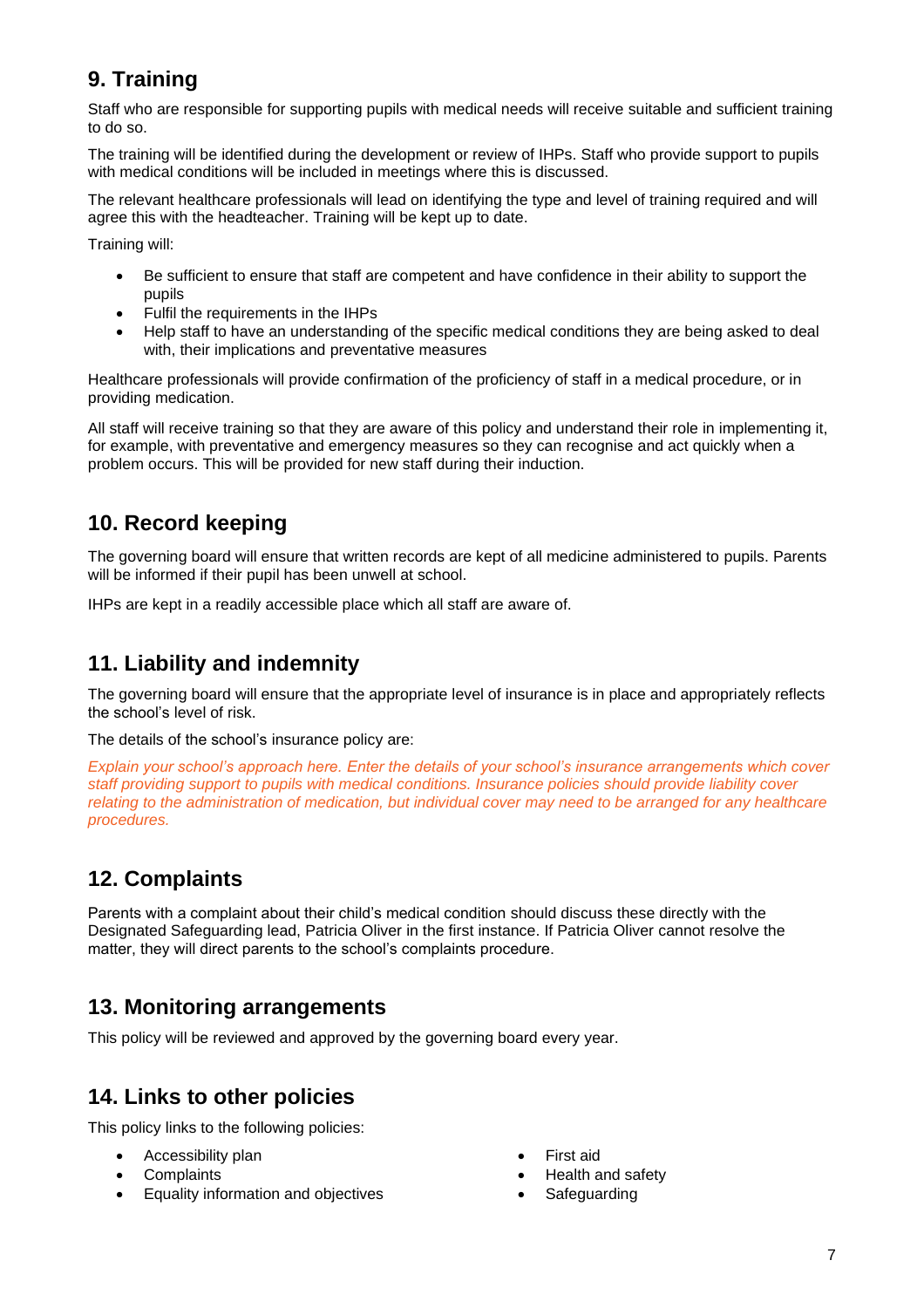## 9. Training

Staff who are responsible for supporting pupils with medical needs will receive suitable and sufficient training to do so.

The training will be identified during the development or review of IHPs. Staff who provide support to pupils with medical conditions will be included in meetings where this is discussed.

The relevant healthcare professionals will lead on identifying the type and level of training required and will agree this with the headteacher. Training will be kept up to date.

Training will:

- Be sufficient to ensure that staff are competent and have confidence in their ability to support the pupils
- Fulfil the requirements in the IHPs
- Help staff to have an understanding of the specific medical conditions they are being asked to deal with, their implications and preventative measures

Healthcare professionals will provide confirmation of the proficiency of staff in a medical procedure, or in providing medication.

All staff will receive training so that they are aware of this policy and understand their role in implementing it, for example, with preventative and emergency measures so they can recognise and act quickly when a problem occurs. This will be provided for new staff during their induction.

## 10. Record keeping

The governing board will ensure that written records are kept of all medicine administered to pupils. Parents will be informed if their pupil has been unwell at school.

IHPs are kept in a readily accessible place which all staff are aware of.

## 11. Liability and indemnity

The governing board will ensure that the appropriate level of insurance is in place and appropriately reflects the school's level of risk.

The details of the school's insurance policy are:

*Explain your school's approach here. Enter the details of your school's insurance arrangements which cover staff providing support to pupils with medical conditions. Insurance policies should provide liability cover relating to the administration of medication, but individual cover may need to be arranged for any healthcare procedures.*

## 12. Complaints

Parents with a complaint about their child's medical condition should discuss these directly with the Designated Safeguarding lead, Patricia Oliver in the first instance. If Patricia Oliver cannot resolve the matter, they will direct parents to the school's complaints procedure.

## 13. Monitoring arrangements

This policy will be reviewed and approved by the governing board every year.

## 14. Links to other policies

This policy links to the following policies:

- Accessibility plan
- Complaints
- Equality information and objectives
- First aid
- Health and safety
- Safeguarding